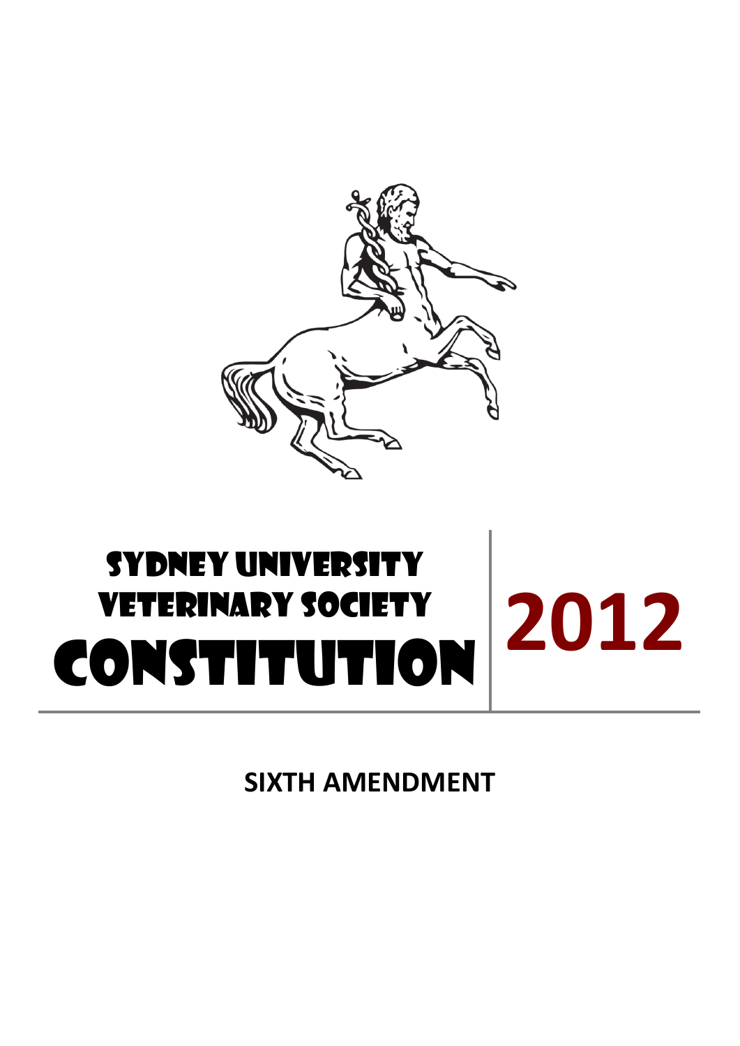# SYDNEY UNIVERSITY VETERINARY SOCIETY CONSTITUTION

# 2012

**SIXTH AMENDMENT**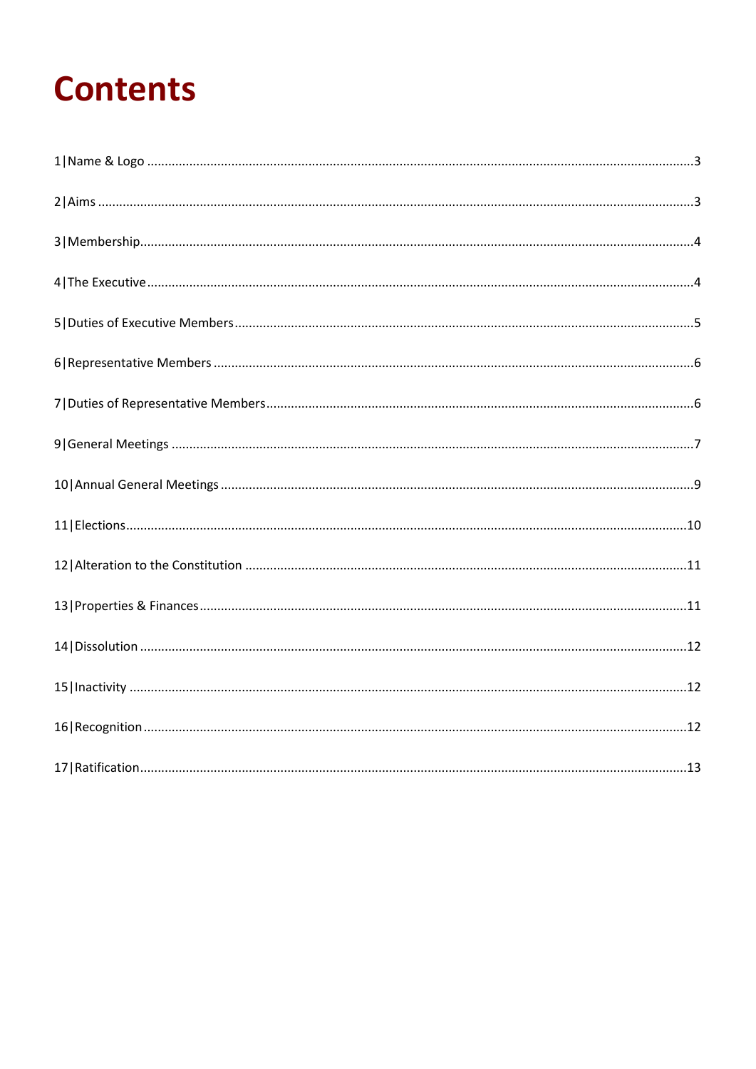# Contents

1|Name & Logo ........................................................................................................................................3

2|Aims ....................................................................................................................................................3

3|Membership.........................................................................................................................................4

4|The Executive .......................................................................................................................................4

5|Duties of Executive Members ...............................................................................................................5

6|Representative Members .....................................................................................................................6

7|Duties of Representative Members ......................................................................................................6

9|General Meetings ................................................................................................................................7

10|Annual General Meetings ...................................................................................................................9

11|Elections ...........................................................................................................................................10

12|Alteration to the Constitution ..........................................................................................................11

13|Properties & Finances .......................................................................................................................11

14|Dissolution .......................................................................................................................................12

15|Inactivity .........................................................................................................................................12

16|Recognition ......................................................................................................................................12

17|Ratification .......................................................................................................................................13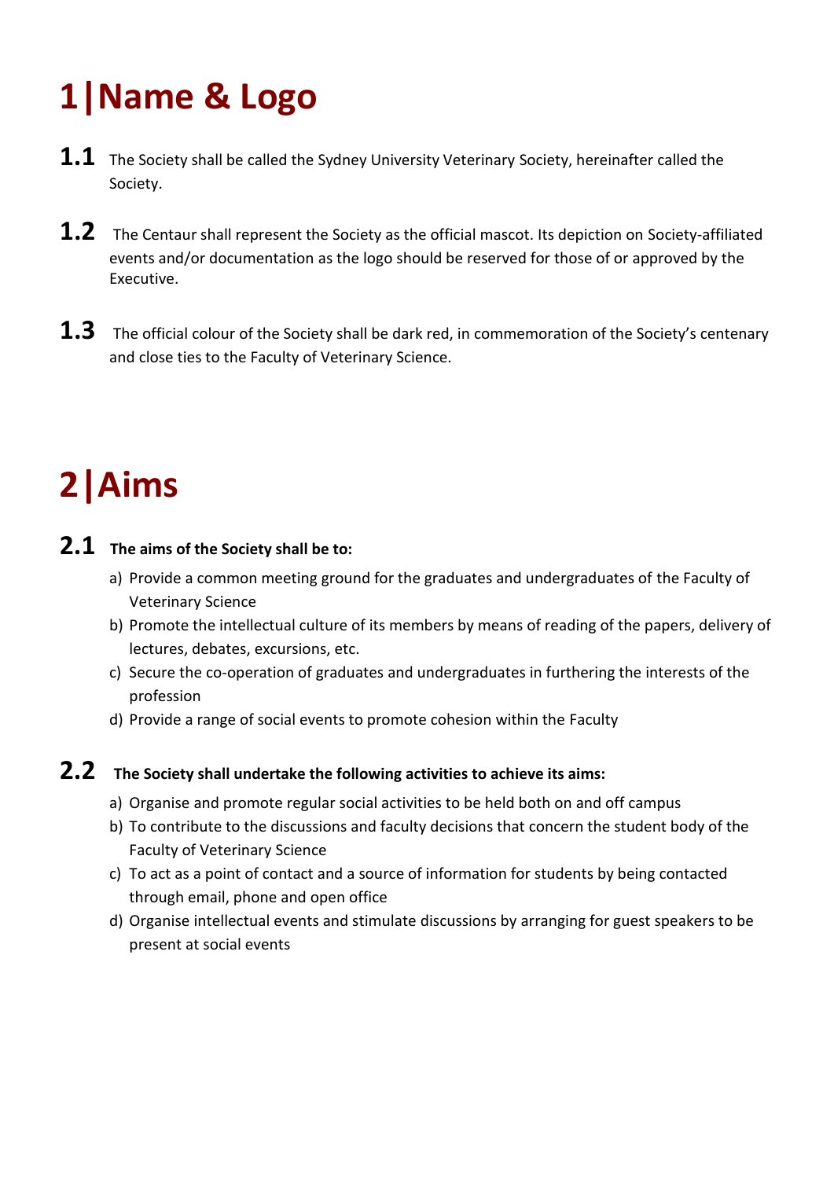# 1|Name & Logo

**1.1** The Society shall be called the Sydney University Veterinary Society, hereinafter called the Society.

**1.2** The Centaur shall represent the Society as the official mascot. Its depiction on Society-affiliated events and/or documentation as the logo should be reserved for those of or approved by the Executive.

**1.3** The official colour of the Society shall be dark red, in commemoration of the Society's centenary and close ties to the Faculty of Veterinary Science.

# 2|Aims

**2.1** **The aims of the Society shall be to:**

a) Provide a common meeting ground for the graduates and undergraduates of the Faculty of Veterinary Science
b) Promote the intellectual culture of its members by means of reading of the papers, delivery of lectures, debates, excursions, etc.
c) Secure the co-operation of graduates and undergraduates in furthering the interests of the profession
d) Provide a range of social events to promote cohesion within the Faculty

**2.2** **The Society shall undertake the following activities to achieve its aims:**

a) Organise and promote regular social activities to be held both on and off campus
b) To contribute to the discussions and faculty decisions that concern the student body of the Faculty of Veterinary Science
c) To act as a point of contact and a source of information for students by being contacted through email, phone and open office
d) Organise intellectual events and stimulate discussions by arranging for guest speakers to be present at social events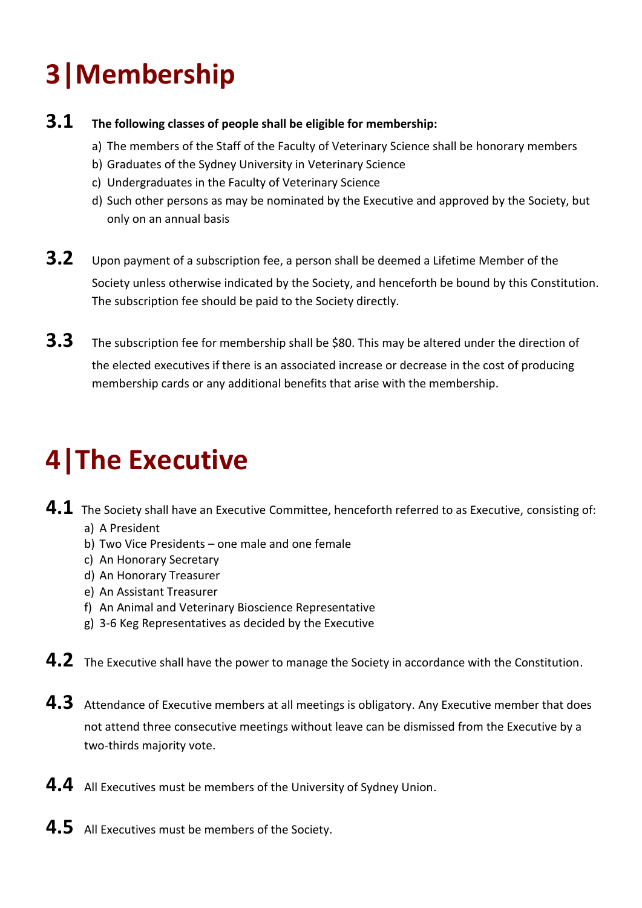# 3|Membership

**3.1** **The following classes of people shall be eligible for membership:**

a) The members of the Staff of the Faculty of Veterinary Science shall be honorary members
b) Graduates of the Sydney University in Veterinary Science
c) Undergraduates in the Faculty of Veterinary Science
d) Such other persons as may be nominated by the Executive and approved by the Society, but only on an annual basis

**3.2** Upon payment of a subscription fee, a person shall be deemed a Lifetime Member of the Society unless otherwise indicated by the Society, and henceforth be bound by this Constitution. The subscription fee should be paid to the Society directly.

**3.3** The subscription fee for membership shall be $80. This may be altered under the direction of the elected executives if there is an associated increase or decrease in the cost of producing membership cards or any additional benefits that arise with the membership.

# 4|The Executive

**4.1** The Society shall have an Executive Committee, henceforth referred to as Executive, consisting of:

a) A President
b) Two Vice Presidents – one male and one female
c) An Honorary Secretary
d) An Honorary Treasurer
e) An Assistant Treasurer
f) An Animal and Veterinary Bioscience Representative
g) 3-6 Keg Representatives as decided by the Executive

**4.2** The Executive shall have the power to manage the Society in accordance with the Constitution.

**4.3** Attendance of Executive members at all meetings is obligatory. Any Executive member that does not attend three consecutive meetings without leave can be dismissed from the Executive by a two-thirds majority vote.

**4.4** All Executives must be members of the University of Sydney Union.

**4.5** All Executives must be members of the Society.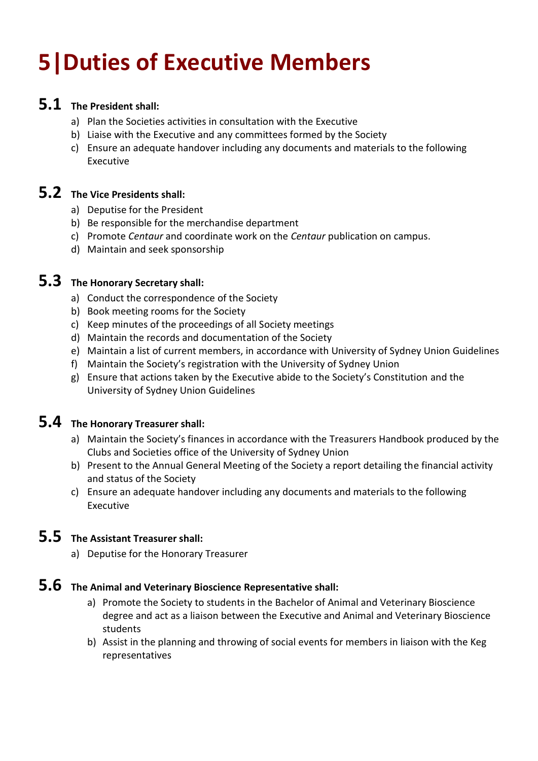# 5|Duties of Executive Members

## 5.1 The President shall:

a) Plan the Societies activities in consultation with the Executive
b) Liaise with the Executive and any committees formed by the Society
c) Ensure an adequate handover including any documents and materials to the following Executive

## 5.2 The Vice Presidents shall:

a) Deputise for the President
b) Be responsible for the merchandise department
c) Promote *Centaur* and coordinate work on the *Centaur* publication on campus.
d) Maintain and seek sponsorship

## 5.3 The Honorary Secretary shall:

a) Conduct the correspondence of the Society
b) Book meeting rooms for the Society
c) Keep minutes of the proceedings of all Society meetings
d) Maintain the records and documentation of the Society
e) Maintain a list of current members, in accordance with University of Sydney Union Guidelines
f) Maintain the Society's registration with the University of Sydney Union
g) Ensure that actions taken by the Executive abide to the Society's Constitution and the University of Sydney Union Guidelines

## 5.4 The Honorary Treasurer shall:

a) Maintain the Society's finances in accordance with the Treasurers Handbook produced by the Clubs and Societies office of the University of Sydney Union
b) Present to the Annual General Meeting of the Society a report detailing the financial activity and status of the Society
c) Ensure an adequate handover including any documents and materials to the following Executive

## 5.5 The Assistant Treasurer shall:

a) Deputise for the Honorary Treasurer

## 5.6 The Animal and Veterinary Bioscience Representative shall:

a) Promote the Society to students in the Bachelor of Animal and Veterinary Bioscience degree and act as a liaison between the Executive and Animal and Veterinary Bioscience students
b) Assist in the planning and throwing of social events for members in liaison with the Keg representatives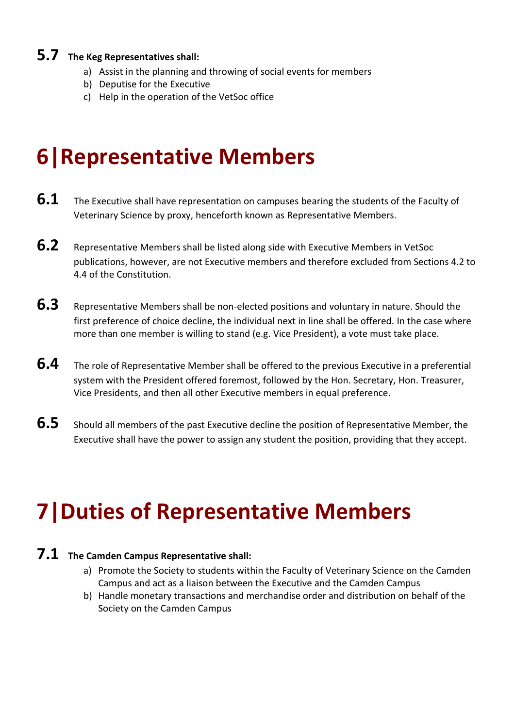### 5.7 The Keg Representatives shall:

a) Assist in the planning and throwing of social events for members
b) Deputise for the Executive
c) Help in the operation of the VetSoc office

# 6|Representative Members

**6.1** The Executive shall have representation on campuses bearing the students of the Faculty of Veterinary Science by proxy, henceforth known as Representative Members.

**6.2** Representative Members shall be listed along side with Executive Members in VetSoc publications, however, are not Executive members and therefore excluded from Sections 4.2 to 4.4 of the Constitution.

**6.3** Representative Members shall be non-elected positions and voluntary in nature. Should the first preference of choice decline, the individual next in line shall be offered. In the case where more than one member is willing to stand (e.g. Vice President), a vote must take place.

**6.4** The role of Representative Member shall be offered to the previous Executive in a preferential system with the President offered foremost, followed by the Hon. Secretary, Hon. Treasurer, Vice Presidents, and then all other Executive members in equal preference.

**6.5** Should all members of the past Executive decline the position of Representative Member, the Executive shall have the power to assign any student the position, providing that they accept.

# 7|Duties of Representative Members

### 7.1 The Camden Campus Representative shall:

a) Promote the Society to students within the Faculty of Veterinary Science on the Camden Campus and act as a liaison between the Executive and the Camden Campus
b) Handle monetary transactions and merchandise order and distribution on behalf of the Society on the Camden Campus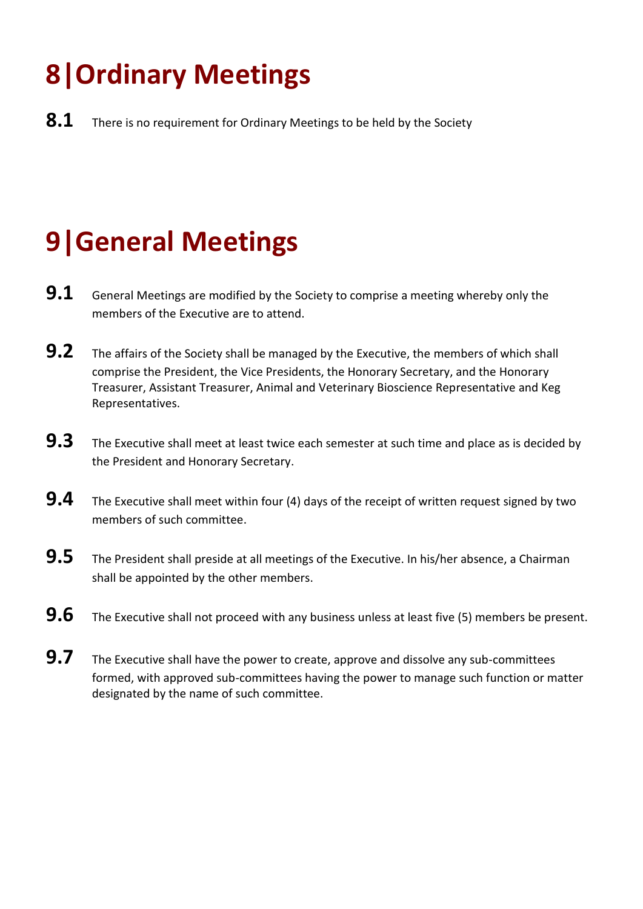# 8 | Ordinary Meetings

**8.1** There is no requirement for Ordinary Meetings to be held by the Society

# 9 | General Meetings

**9.1** General Meetings are modified by the Society to comprise a meeting whereby only the members of the Executive are to attend.

**9.2** The affairs of the Society shall be managed by the Executive, the members of which shall comprise the President, the Vice Presidents, the Honorary Secretary, and the Honorary Treasurer, Assistant Treasurer, Animal and Veterinary Bioscience Representative and Keg Representatives.

**9.3** The Executive shall meet at least twice each semester at such time and place as is decided by the President and Honorary Secretary.

**9.4** The Executive shall meet within four (4) days of the receipt of written request signed by two members of such committee.

**9.5** The President shall preside at all meetings of the Executive. In his/her absence, a Chairman shall be appointed by the other members.

**9.6** The Executive shall not proceed with any business unless at least five (5) members be present.

**9.7** The Executive shall have the power to create, approve and dissolve any sub-committees formed, with approved sub-committees having the power to manage such function or matter designated by the name of such committee.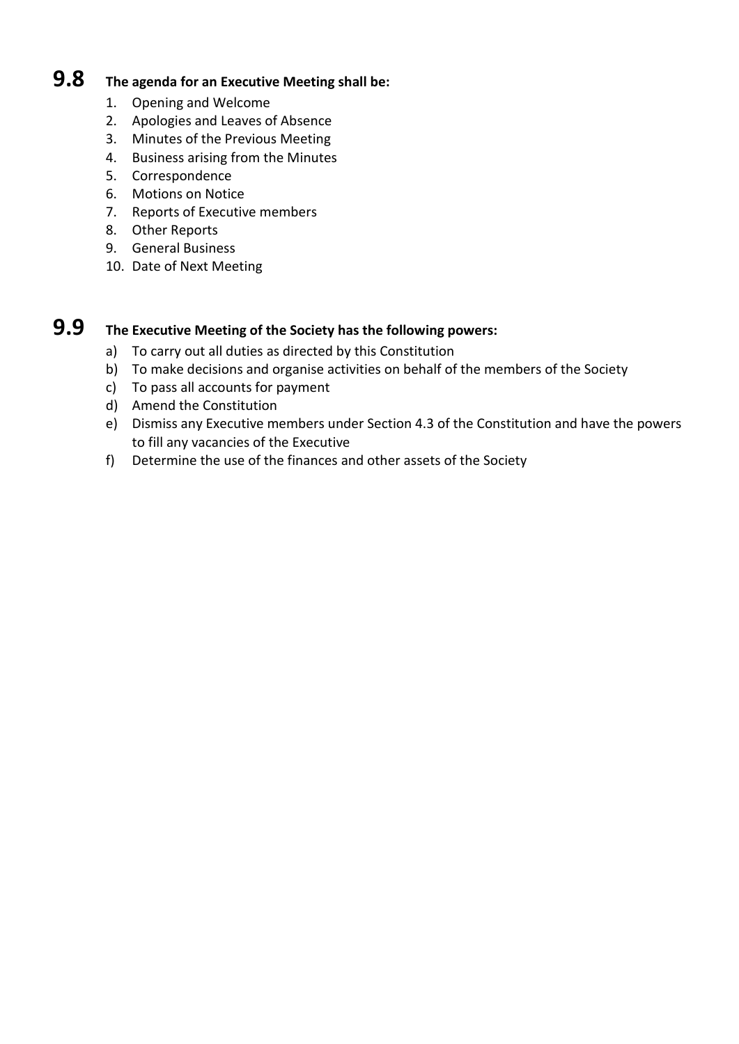## 9.8 The agenda for an Executive Meeting shall be:

1. Opening and Welcome
2. Apologies and Leaves of Absence
3. Minutes of the Previous Meeting
4. Business arising from the Minutes
5. Correspondence
6. Motions on Notice
7. Reports of Executive members
8. Other Reports
9. General Business
10. Date of Next Meeting

## 9.9 The Executive Meeting of the Society has the following powers:

a) To carry out all duties as directed by this Constitution
b) To make decisions and organise activities on behalf of the members of the Society
c) To pass all accounts for payment
d) Amend the Constitution
e) Dismiss any Executive members under Section 4.3 of the Constitution and have the powers to fill any vacancies of the Executive
f) Determine the use of the finances and other assets of the Society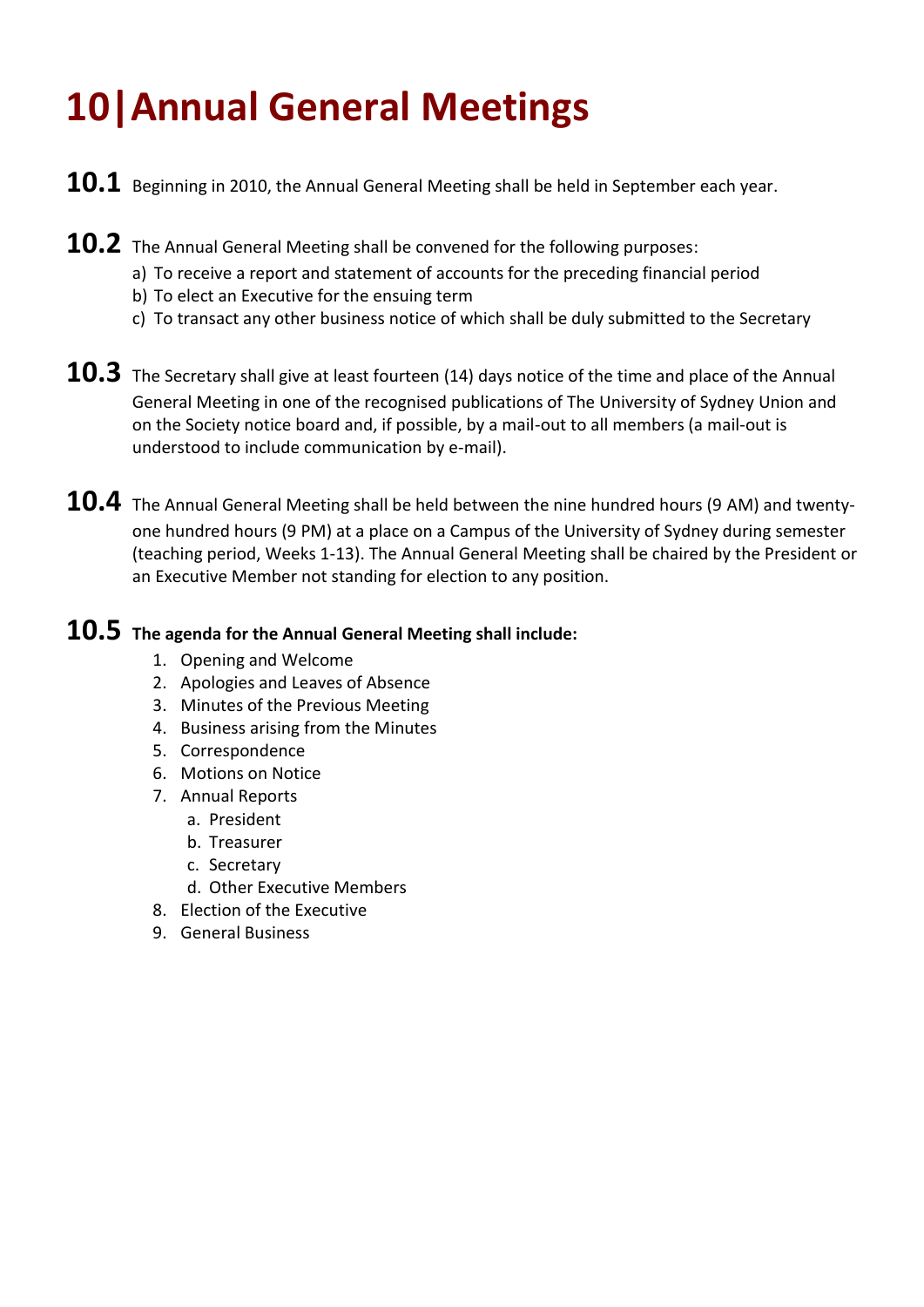# 10|Annual General Meetings

**10.1** Beginning in 2010, the Annual General Meeting shall be held in September each year.

**10.2** The Annual General Meeting shall be convened for the following purposes:

a) To receive a report and statement of accounts for the preceding financial period
b) To elect an Executive for the ensuing term
c) To transact any other business notice of which shall be duly submitted to the Secretary

**10.3** The Secretary shall give at least fourteen (14) days notice of the time and place of the Annual General Meeting in one of the recognised publications of The University of Sydney Union and on the Society notice board and, if possible, by a mail-out to all members (a mail-out is understood to include communication by e-mail).

**10.4** The Annual General Meeting shall be held between the nine hundred hours (9 AM) and twenty-one hundred hours (9 PM) at a place on a Campus of the University of Sydney during semester (teaching period, Weeks 1-13). The Annual General Meeting shall be chaired by the President or an Executive Member not standing for election to any position.

**10.5** **The agenda for the Annual General Meeting shall include:**

1. Opening and Welcome
2. Apologies and Leaves of Absence
3. Minutes of the Previous Meeting
4. Business arising from the Minutes
5. Correspondence
6. Motions on Notice
7. Annual Reports
   a. President
   b. Treasurer
   c. Secretary
   d. Other Executive Members
8. Election of the Executive
9. General Business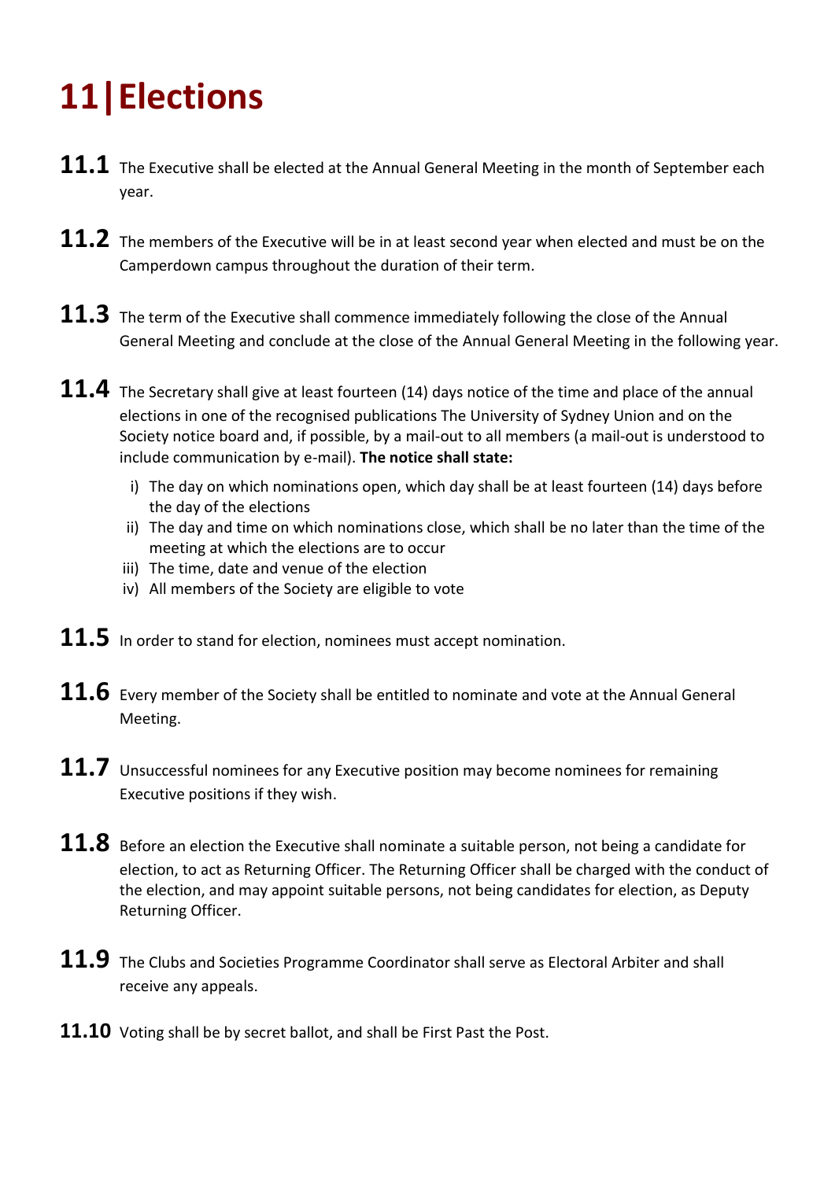# 11 | Elections

**11.1** The Executive shall be elected at the Annual General Meeting in the month of September each year.

**11.2** The members of the Executive will be in at least second year when elected and must be on the Camperdown campus throughout the duration of their term.

**11.3** The term of the Executive shall commence immediately following the close of the Annual General Meeting and conclude at the close of the Annual General Meeting in the following year.

**11.4** The Secretary shall give at least fourteen (14) days notice of the time and place of the annual elections in one of the recognised publications The University of Sydney Union and on the Society notice board and, if possible, by a mail-out to all members (a mail-out is understood to include communication by e-mail). **The notice shall state:**

i) The day on which nominations open, which day shall be at least fourteen (14) days before the day of the elections
ii) The day and time on which nominations close, which shall be no later than the time of the meeting at which the elections are to occur
iii) The time, date and venue of the election
iv) All members of the Society are eligible to vote

**11.5** In order to stand for election, nominees must accept nomination.

**11.6** Every member of the Society shall be entitled to nominate and vote at the Annual General Meeting.

**11.7** Unsuccessful nominees for any Executive position may become nominees for remaining Executive positions if they wish.

**11.8** Before an election the Executive shall nominate a suitable person, not being a candidate for election, to act as Returning Officer. The Returning Officer shall be charged with the conduct of the election, and may appoint suitable persons, not being candidates for election, as Deputy Returning Officer.

**11.9** The Clubs and Societies Programme Coordinator shall serve as Electoral Arbiter and shall receive any appeals.

**11.10** Voting shall be by secret ballot, and shall be First Past the Post.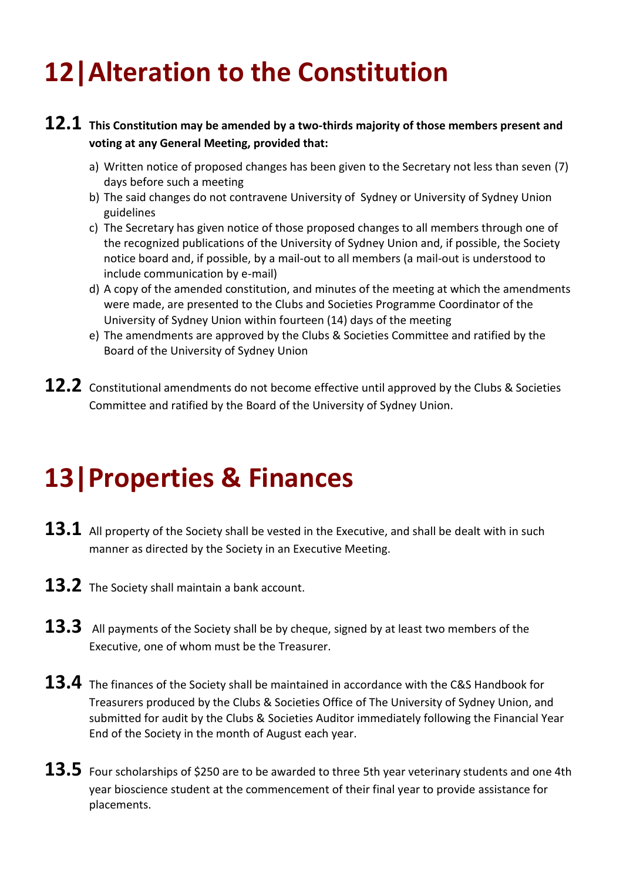# 12 | Alteration to the Constitution

**12.1** **This Constitution may be amended by a two-thirds majority of those members present and voting at any General Meeting, provided that:**

a) Written notice of proposed changes has been given to the Secretary not less than seven (7) days before such a meeting
b) The said changes do not contravene University of Sydney or University of Sydney Union guidelines
c) The Secretary has given notice of those proposed changes to all members through one of the recognized publications of the University of Sydney Union and, if possible, the Society notice board and, if possible, by a mail-out to all members (a mail-out is understood to include communication by e-mail)
d) A copy of the amended constitution, and minutes of the meeting at which the amendments were made, are presented to the Clubs and Societies Programme Coordinator of the University of Sydney Union within fourteen (14) days of the meeting
e) The amendments are approved by the Clubs & Societies Committee and ratified by the Board of the University of Sydney Union

**12.2** Constitutional amendments do not become effective until approved by the Clubs & Societies Committee and ratified by the Board of the University of Sydney Union.

# 13 | Properties & Finances

**13.1** All property of the Society shall be vested in the Executive, and shall be dealt with in such manner as directed by the Society in an Executive Meeting.

**13.2** The Society shall maintain a bank account.

**13.3** All payments of the Society shall be by cheque, signed by at least two members of the Executive, one of whom must be the Treasurer.

**13.4** The finances of the Society shall be maintained in accordance with the C&S Handbook for Treasurers produced by the Clubs & Societies Office of The University of Sydney Union, and submitted for audit by the Clubs & Societies Auditor immediately following the Financial Year End of the Society in the month of August each year.

**13.5** Four scholarships of $250 are to be awarded to three 5th year veterinary students and one 4th year bioscience student at the commencement of their final year to provide assistance for placements.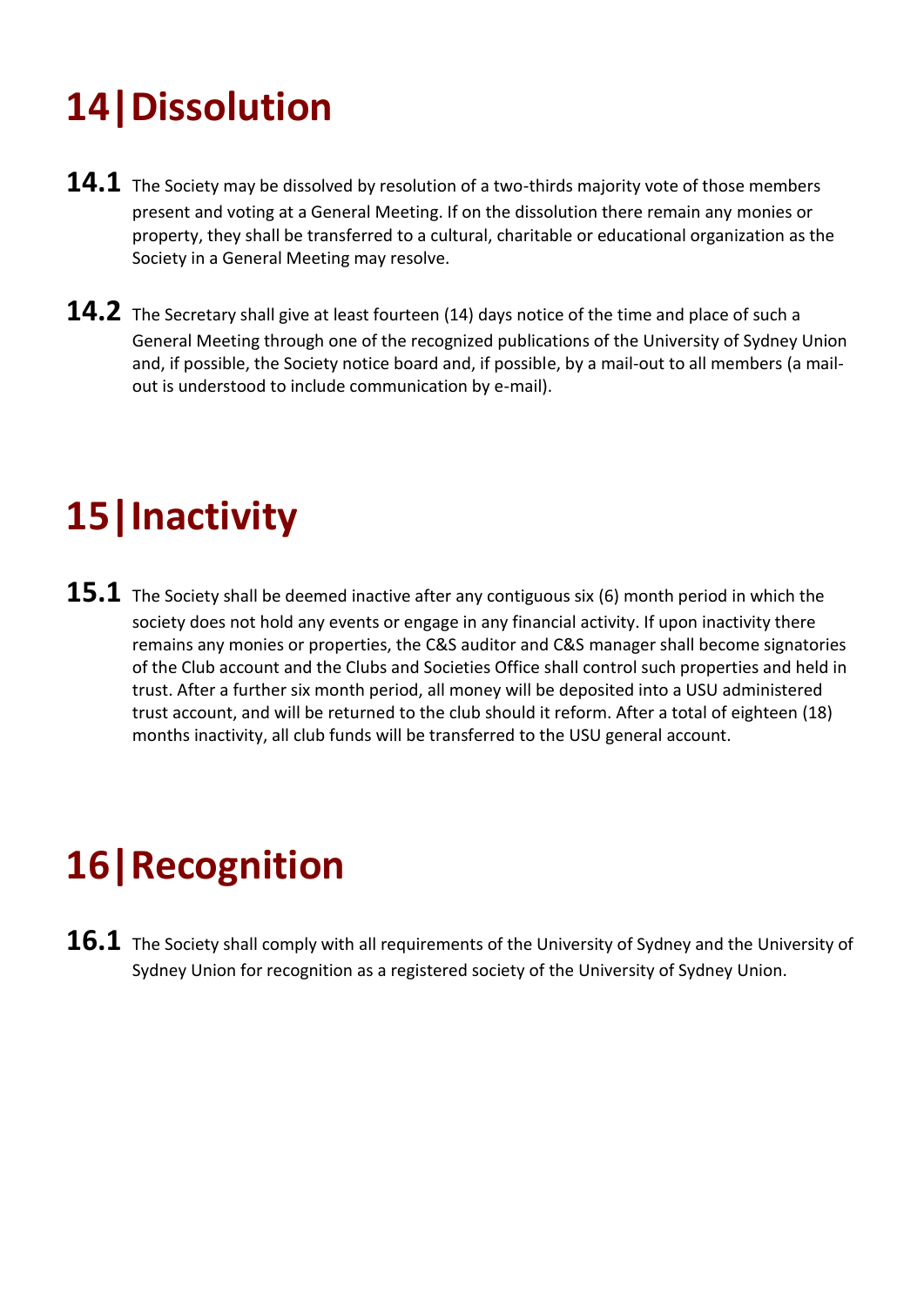# 14 | Dissolution

**14.1** The Society may be dissolved by resolution of a two-thirds majority vote of those members present and voting at a General Meeting. If on the dissolution there remain any monies or property, they shall be transferred to a cultural, charitable or educational organization as the Society in a General Meeting may resolve.

**14.2** The Secretary shall give at least fourteen (14) days notice of the time and place of such a General Meeting through one of the recognized publications of the University of Sydney Union and, if possible, the Society notice board and, if possible, by a mail-out to all members (a mail-out is understood to include communication by e-mail).

# 15 | Inactivity

**15.1** The Society shall be deemed inactive after any contiguous six (6) month period in which the society does not hold any events or engage in any financial activity. If upon inactivity there remains any monies or properties, the C&S auditor and C&S manager shall become signatories of the Club account and the Clubs and Societies Office shall control such properties and held in trust. After a further six month period, all money will be deposited into a USU administered trust account, and will be returned to the club should it reform. After a total of eighteen (18) months inactivity, all club funds will be transferred to the USU general account.

# 16 | Recognition

**16.1** The Society shall comply with all requirements of the University of Sydney and the University of Sydney Union for recognition as a registered society of the University of Sydney Union.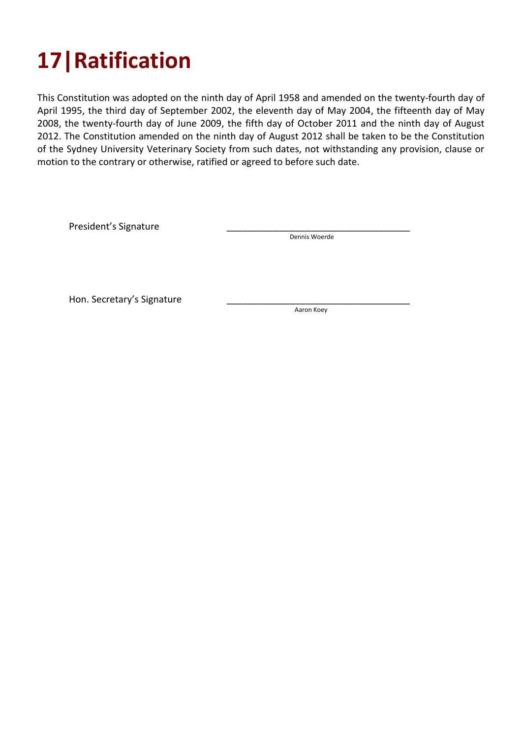# 17|Ratification

This Constitution was adopted on the ninth day of April 1958 and amended on the twenty-fourth day of April 1995, the third day of September 2002, the eleventh day of May 2004, the fifteenth day of May 2008, the twenty-fourth day of June 2009, the fifth day of October 2011 and the ninth day of August 2012. The Constitution amended on the ninth day of August 2012 shall be taken to be the Constitution of the Sydney University Veterinary Society from such dates, not withstanding any provision, clause or motion to the contrary or otherwise, ratified or agreed to before such date.

President's Signature ____________________________________

Dennis Woerde

Hon. Secretary's Signature ____________________________________

Aaron Koey